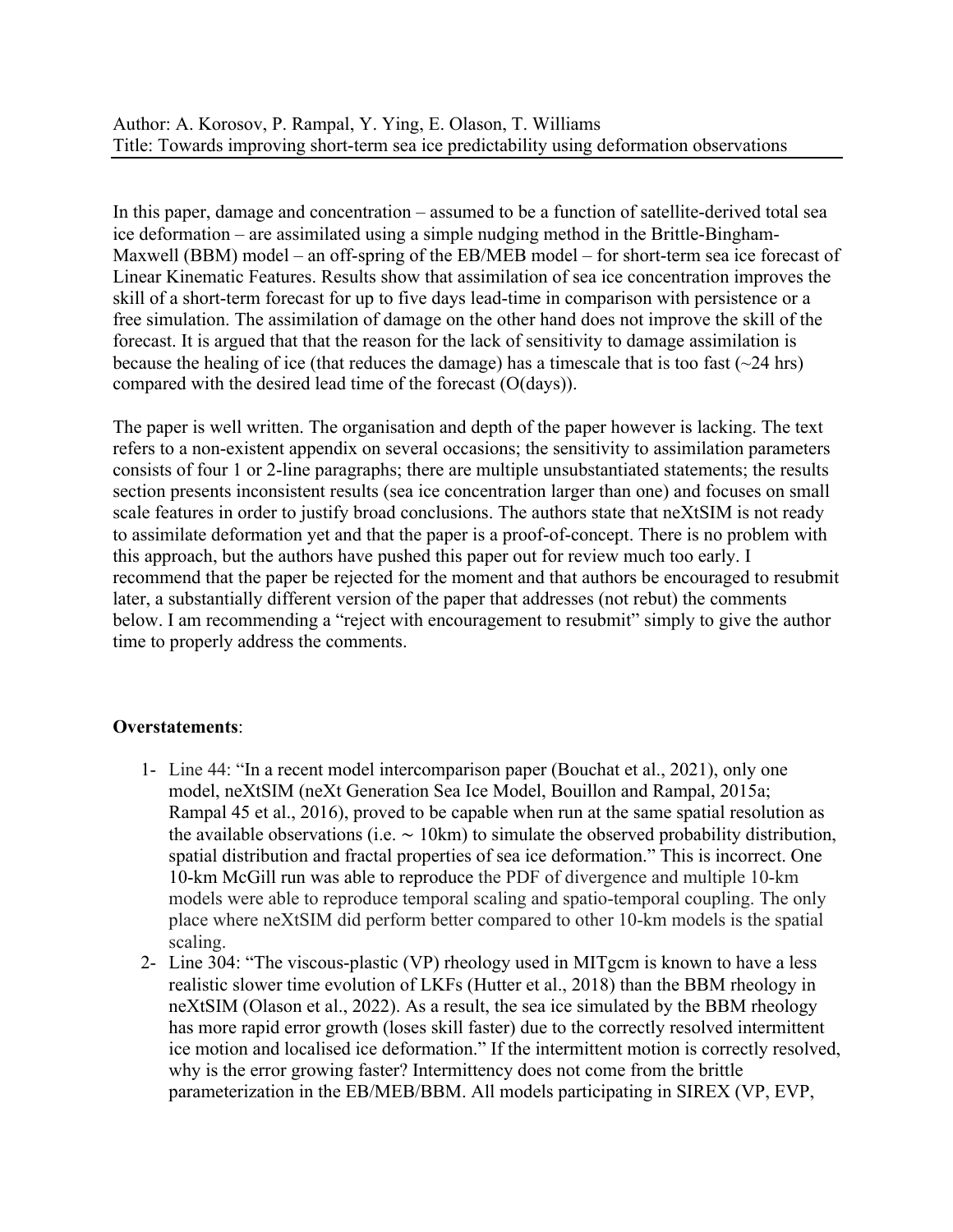Author: A. Korosov, P. Rampal, Y. Ying, E. Olason, T. Williams

Title: Towards improving short-term sea ice predictability using deformation observations

In this paper, damage and concentration – assumed to be a function of satellite-derived total sea ice deformation – are assimilated using a simple nudging method in the Brittle-Bingham-Maxwell (BBM) model – an off-spring of the EB/MEB model – for short-term sea ice forecast of Linear Kinematic Features. Results show that assimilation of sea ice concentration improves the skill of a short-term forecast for up to five days lead-time in comparison with persistence or a free simulation. The assimilation of damage on the other hand does not improve the skill of the forecast. It is argued that that the reason for the lack of sensitivity to damage assimilation is because the healing of ice (that reduces the damage) has a timescale that is too fast (~24 hrs) compared with the desired lead time of the forecast (O(days)).

The paper is well written. The organisation and depth of the paper however is lacking. The text refers to a non-existent appendix on several occasions; the sensitivity to assimilation parameters consists of four 1 or 2-line paragraphs; there are multiple unsubstantiated statements; the results section presents inconsistent results (sea ice concentration larger than one) and focuses on small scale features in order to justify broad conclusions. The authors state that neXtSIM is not ready to assimilate deformation yet and that the paper is a proof-of-concept. There is no problem with this approach, but the authors have pushed this paper out for review much too early. I recommend that the paper be rejected for the moment and that authors be encouraged to resubmit later, a substantially different version of the paper that addresses (not rebut) the comments below. I am recommending a "reject with encouragement to resubmit" simply to give the author time to properly address the comments.

**Overstatements**:

1- Line 44: "In a recent model intercomparison paper (Bouchat et al., 2021), only one model, neXtSIM (neXt Generation Sea Ice Model, Bouillon and Rampal, 2015a; Rampal 45 et al., 2016), proved to be capable when run at the same spatial resolution as the available observations (i.e. ∼ 10km) to simulate the observed probability distribution, spatial distribution and fractal properties of sea ice deformation." This is incorrect. One 10-km McGill run was able to reproduce the PDF of divergence and multiple 10-km models were able to reproduce temporal scaling and spatio-temporal coupling. The only place where neXtSIM did perform better compared to other 10-km models is the spatial scaling.

2- Line 304: "The viscous-plastic (VP) rheology used in MITgcm is known to have a less realistic slower time evolution of LKFs (Hutter et al., 2018) than the BBM rheology in neXtSIM (Olason et al., 2022). As a result, the sea ice simulated by the BBM rheology has more rapid error growth (loses skill faster) due to the correctly resolved intermittent ice motion and localised ice deformation." If the intermittent motion is correctly resolved, why is the error growing faster? Intermittency does not come from the brittle parameterization in the EB/MEB/BBM. All models participating in SIREX (VP, EVP,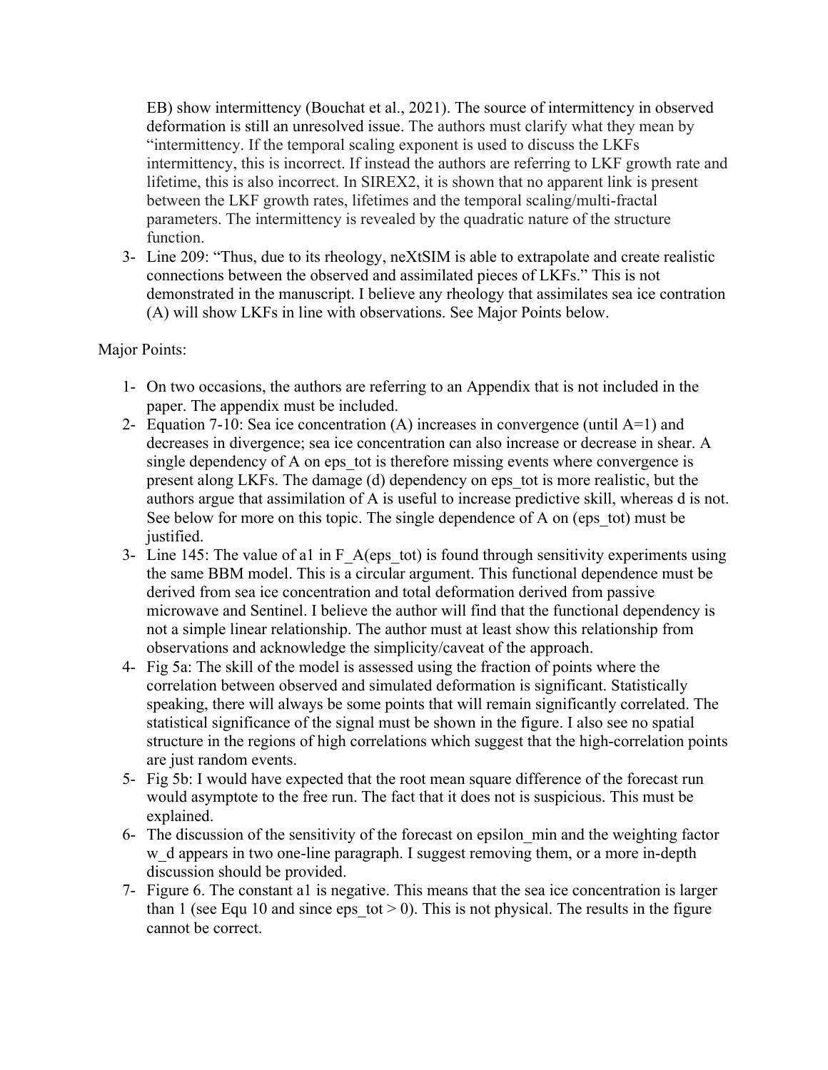EB) show intermittency (Bouchat et al., 2021). The source of intermittency in observed deformation is still an unresolved issue. The authors must clarify what they mean by "intermittency. If the temporal scaling exponent is used to discuss the LKFs intermittency, this is incorrect. If instead the authors are referring to LKF growth rate and lifetime, this is also incorrect. In SIREX2, it is shown that no apparent link is present between the LKF growth rates, lifetimes and the temporal scaling/multi-fractal parameters. The intermittency is revealed by the quadratic nature of the structure function.

3- Line 209: "Thus, due to its rheology, neXtSIM is able to extrapolate and create realistic connections between the observed and assimilated pieces of LKFs." This is not demonstrated in the manuscript. I believe any rheology that assimilates sea ice contration (A) will show LKFs in line with observations. See Major Points below.

Major Points:

1- On two occasions, the authors are referring to an Appendix that is not included in the paper. The appendix must be included.

2- Equation 7-10: Sea ice concentration (A) increases in convergence (until A=1) and decreases in divergence; sea ice concentration can also increase or decrease in shear. A single dependency of A on eps_tot is therefore missing events where convergence is present along LKFs. The damage (d) dependency on eps_tot is more realistic, but the authors argue that assimilation of A is useful to increase predictive skill, whereas d is not. See below for more on this topic. The single dependence of A on (eps_tot) must be justified.

3- Line 145: The value of a1 in F_A(eps_tot) is found through sensitivity experiments using the same BBM model. This is a circular argument. This functional dependence must be derived from sea ice concentration and total deformation derived from passive microwave and Sentinel. I believe the author will find that the functional dependency is not a simple linear relationship. The author must at least show this relationship from observations and acknowledge the simplicity/caveat of the approach.

4- Fig 5a: The skill of the model is assessed using the fraction of points where the correlation between observed and simulated deformation is significant. Statistically speaking, there will always be some points that will remain significantly correlated. The statistical significance of the signal must be shown in the figure. I also see no spatial structure in the regions of high correlations which suggest that the high-correlation points are just random events.

5- Fig 5b: I would have expected that the root mean square difference of the forecast run would asymptote to the free run. The fact that it does not is suspicious. This must be explained.

6- The discussion of the sensitivity of the forecast on epsilon_min and the weighting factor w_d appears in two one-line paragraph. I suggest removing them, or a more in-depth discussion should be provided.

7- Figure 6. The constant a1 is negative. This means that the sea ice concentration is larger than 1 (see Equ 10 and since eps_tot > 0). This is not physical. The results in the figure cannot be correct.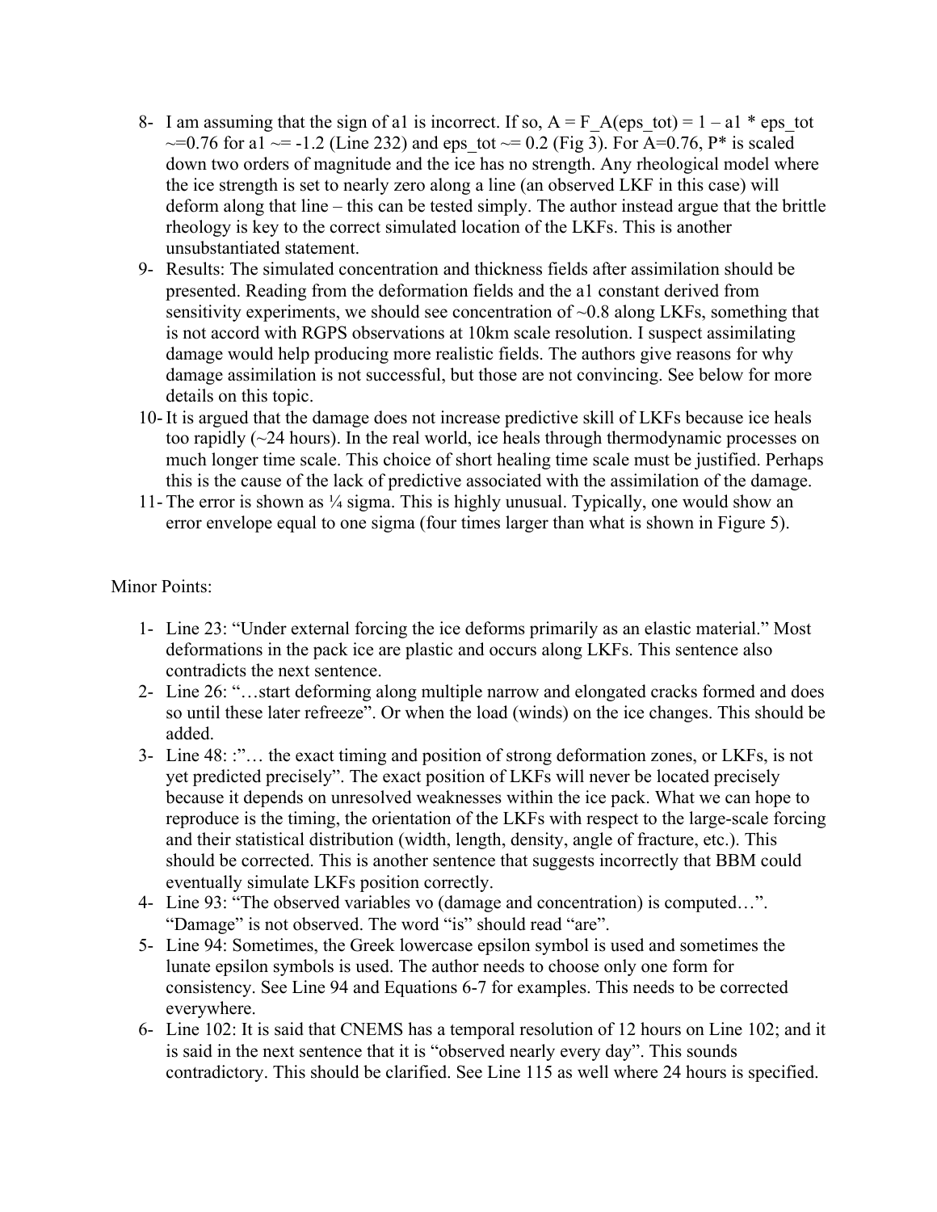8- I am assuming that the sign of a1 is incorrect. If so, $A = F_A(eps_{tot}) = 1 – a1 * eps_{tot}$ ~=0.76 for a1 ~= -1.2 (Line 232) and eps_tot ~= 0.2 (Fig 3). For A=0.76, P* is scaled down two orders of magnitude and the ice has no strength. Any rheological model where the ice strength is set to nearly zero along a line (an observed LKF in this case) will deform along that line – this can be tested simply. The author instead argue that the brittle rheology is key to the correct simulated location of the LKFs. This is another unsubstantiated statement.

9- Results: The simulated concentration and thickness fields after assimilation should be presented. Reading from the deformation fields and the a1 constant derived from sensitivity experiments, we should see concentration of ~0.8 along LKFs, something that is not accord with RGPS observations at 10km scale resolution. I suspect assimilating damage would help producing more realistic fields. The authors give reasons for why damage assimilation is not successful, but those are not convincing. See below for more details on this topic.

10- It is argued that the damage does not increase predictive skill of LKFs because ice heals too rapidly (~24 hours). In the real world, ice heals through thermodynamic processes on much longer time scale. This choice of short healing time scale must be justified. Perhaps this is the cause of the lack of predictive associated with the assimilation of the damage.

11- The error is shown as ¼ sigma. This is highly unusual. Typically, one would show an error envelope equal to one sigma (four times larger than what is shown in Figure 5).

Minor Points:

1- Line 23: "Under external forcing the ice deforms primarily as an elastic material." Most deformations in the pack ice are plastic and occurs along LKFs. This sentence also contradicts the next sentence.

2- Line 26: "…start deforming along multiple narrow and elongated cracks formed and does so until these later refreeze". Or when the load (winds) on the ice changes. This should be added.

3- Line 48: :"… the exact timing and position of strong deformation zones, or LKFs, is not yet predicted precisely". The exact position of LKFs will never be located precisely because it depends on unresolved weaknesses within the ice pack. What we can hope to reproduce is the timing, the orientation of the LKFs with respect to the large-scale forcing and their statistical distribution (width, length, density, angle of fracture, etc.). This should be corrected. This is another sentence that suggests incorrectly that BBM could eventually simulate LKFs position correctly.

4- Line 93: "The observed variables vo (damage and concentration) is computed…". "Damage" is not observed. The word "is" should read "are".

5- Line 94: Sometimes, the Greek lowercase epsilon symbol is used and sometimes the lunate epsilon symbols is used. The author needs to choose only one form for consistency. See Line 94 and Equations 6-7 for examples. This needs to be corrected everywhere.

6- Line 102: It is said that CNEMS has a temporal resolution of 12 hours on Line 102; and it is said in the next sentence that it is "observed nearly every day". This sounds contradictory. This should be clarified. See Line 115 as well where 24 hours is specified.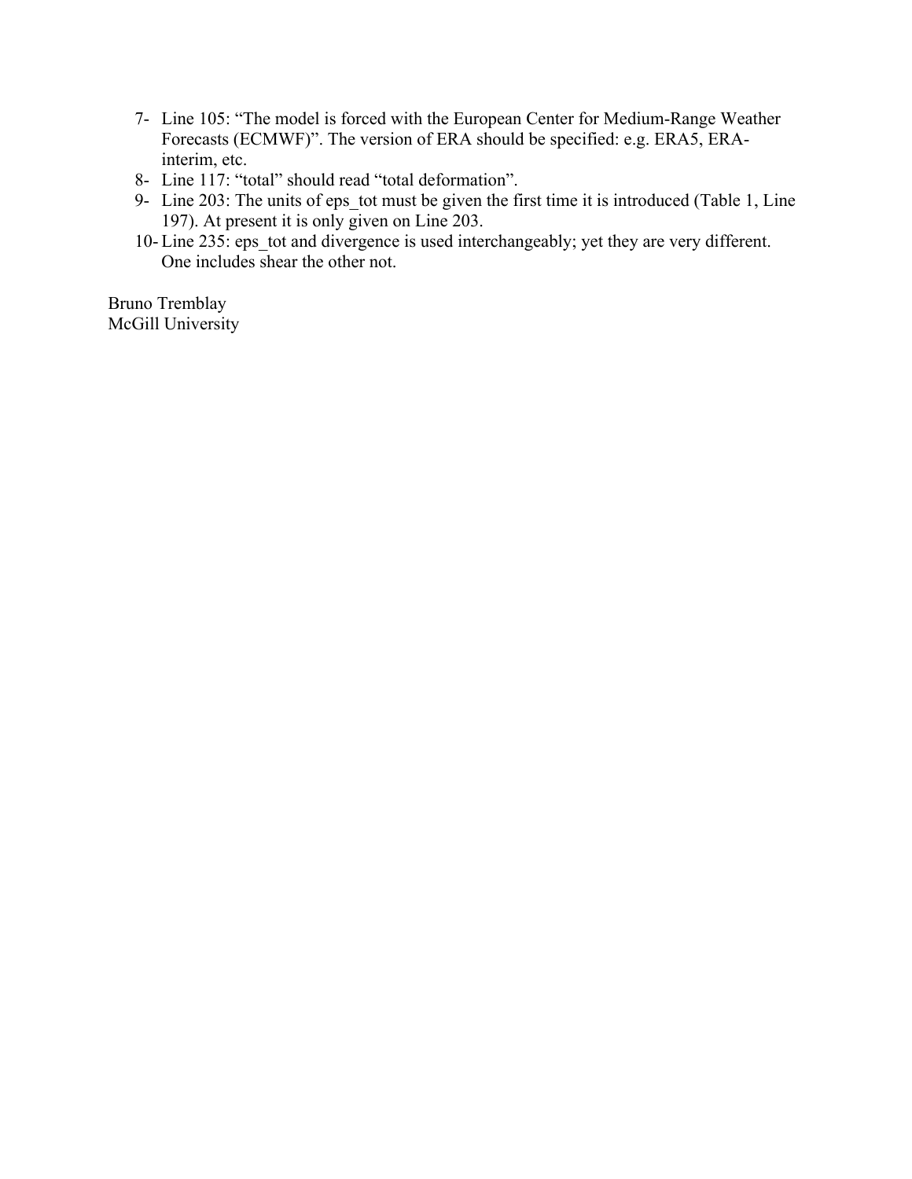7- Line 105: "The model is forced with the European Center for Medium-Range Weather Forecasts (ECMWF)". The version of ERA should be specified: e.g. ERA5, ERA-interim, etc.
8- Line 117: "total" should read "total deformation".
9- Line 203: The units of eps_tot must be given the first time it is introduced (Table 1, Line 197). At present it is only given on Line 203.
10- Line 235: eps_tot and divergence is used interchangeably; yet they are very different. One includes shear the other not.

Bruno Tremblay  
McGill University